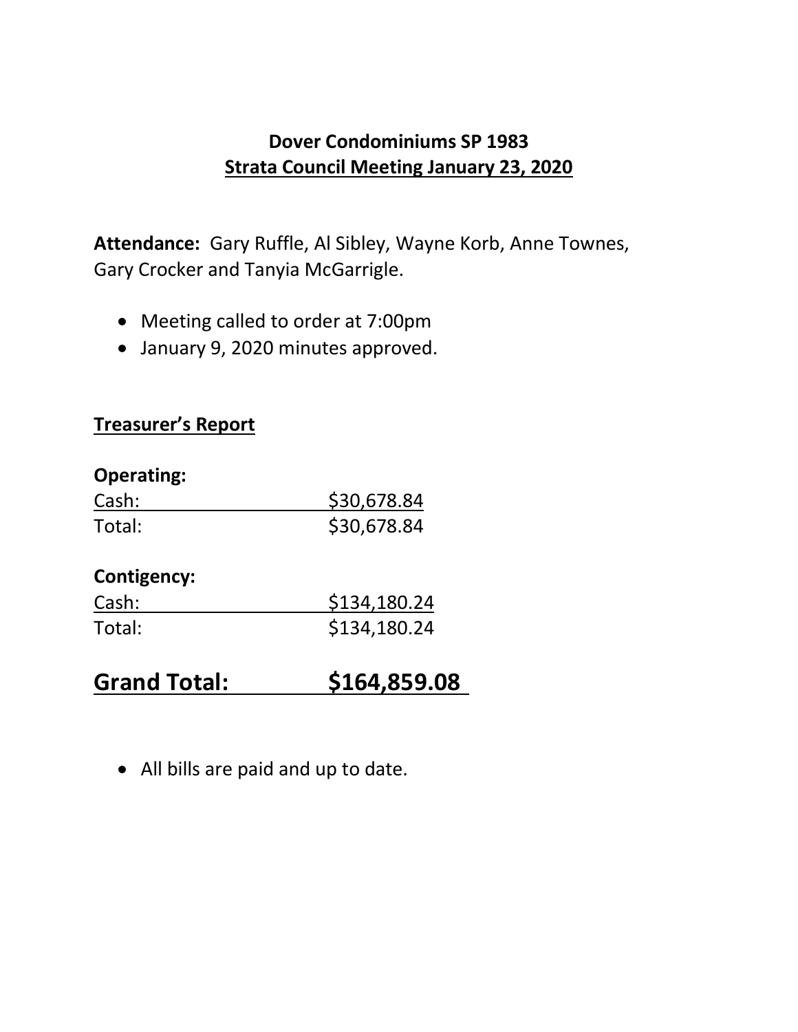# Dover Condominiums SP 1983

## Strata Council Meeting January 23, 2020

**Attendance:** Gary Ruffle, Al Sibley, Wayne Korb, Anne Townes, Gary Crocker and Tanyia McGarrigle.

- Meeting called to order at 7:00pm
- January 9, 2020 minutes approved.

### Treasurer's Report

**Operating:**

| | |
|---|---|
| Cash: | $30,678.84 |
| Total: | $30,678.84 |

**Contigency:**

| | |
|---|---|
| Cash: | $134,180.24 |
| Total: | $134,180.24 |

## Grand Total: $164,859.08

- All bills are paid and up to date.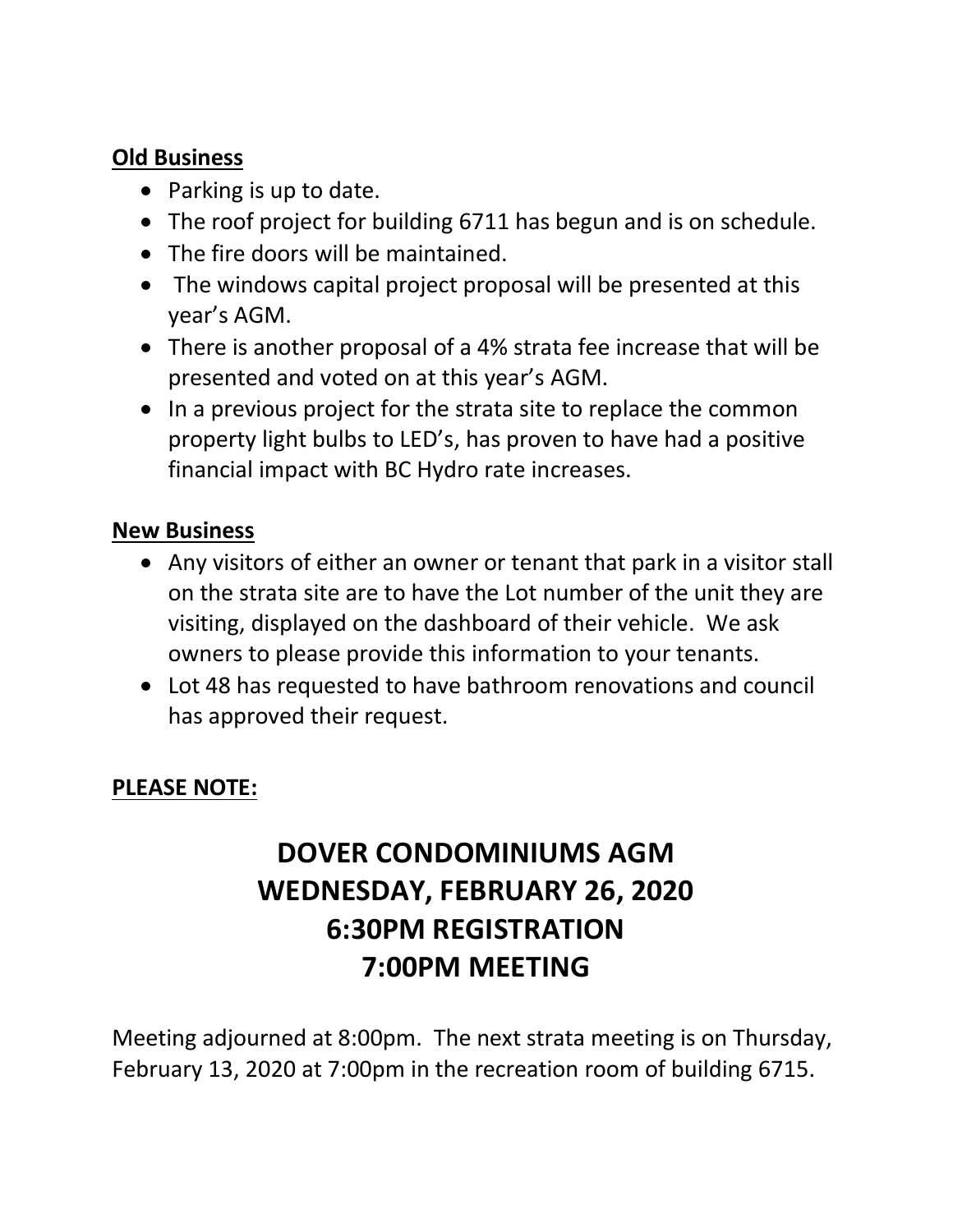**Old Business**

- Parking is up to date.
- The roof project for building 6711 has begun and is on schedule.
- The fire doors will be maintained.
- The windows capital project proposal will be presented at this year's AGM.
- There is another proposal of a 4% strata fee increase that will be presented and voted on at this year's AGM.
- In a previous project for the strata site to replace the common property light bulbs to LED's, has proven to have had a positive financial impact with BC Hydro rate increases.

**New Business**

- Any visitors of either an owner or tenant that park in a visitor stall on the strata site are to have the Lot number of the unit they are visiting, displayed on the dashboard of their vehicle. We ask owners to please provide this information to your tenants.
- Lot 48 has requested to have bathroom renovations and council has approved their request.

**PLEASE NOTE:**

**DOVER CONDOMINIUMS AGM**
**WEDNESDAY, FEBRUARY 26, 2020**
**6:30PM REGISTRATION**
**7:00PM MEETING**

Meeting adjourned at 8:00pm. The next strata meeting is on Thursday, February 13, 2020 at 7:00pm in the recreation room of building 6715.